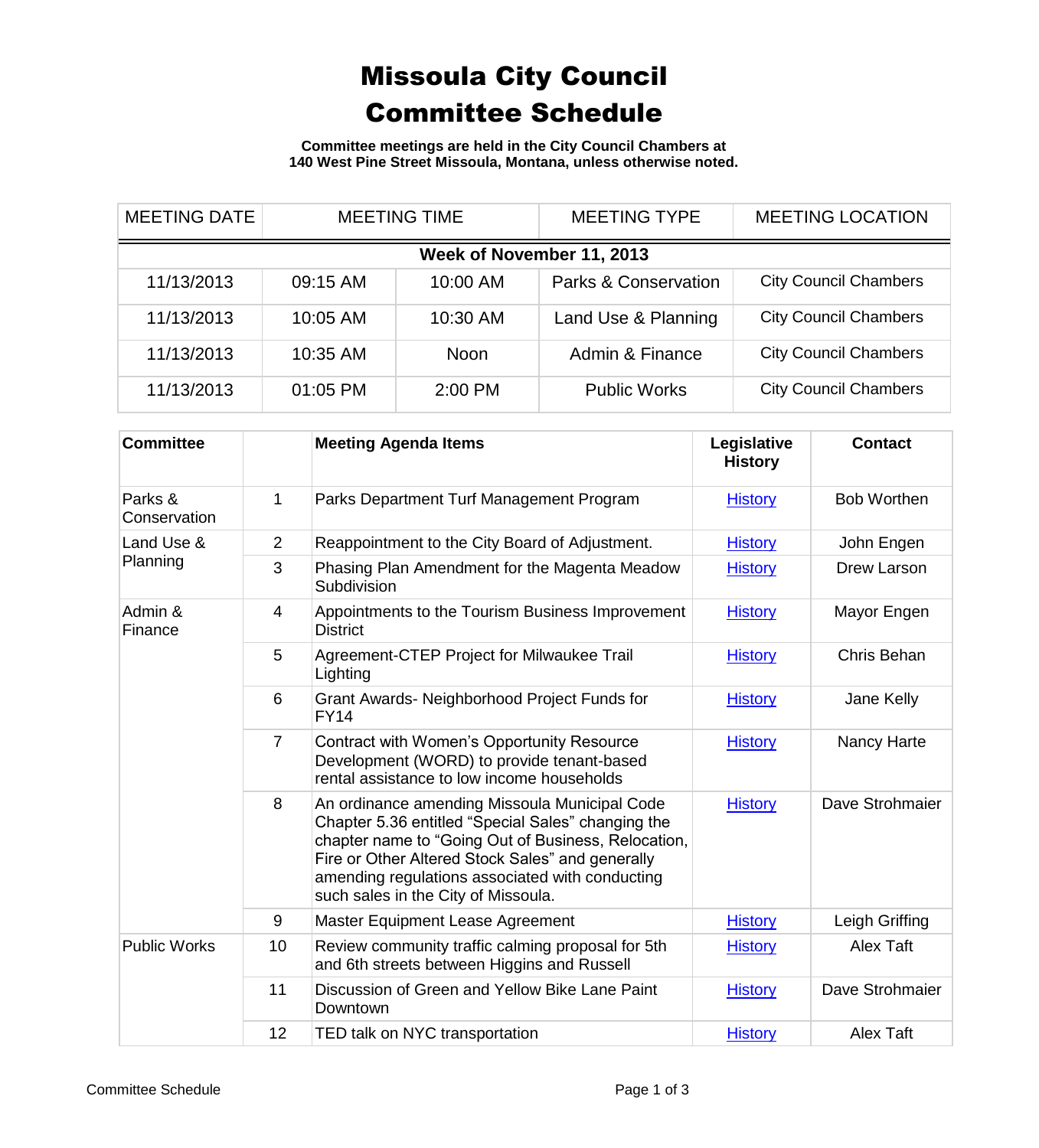# Missoula City Council
# Committee Schedule

**Committee meetings are held in the City Council Chambers at 140 West Pine Street Missoula, Montana, unless otherwise noted.**

| MEETING DATE | MEETING TIME | | MEETING TYPE | MEETING LOCATION |
|---|---|---|---|---|
| **Week of November 11, 2013** | | | | |
| 11/13/2013 | 09:15 AM | 10:00 AM | Parks & Conservation | City Council Chambers |
| 11/13/2013 | 10:05 AM | 10:30 AM | Land Use & Planning | City Council Chambers |
| 11/13/2013 | 10:35 AM | Noon | Admin & Finance | City Council Chambers |
| 11/13/2013 | 01:05 PM | 2:00 PM | Public Works | City Council Chambers |

| Committee | | Meeting Agenda Items | Legislative History | Contact |
|---|---|---|---|---|
| Parks & Conservation | 1 | Parks Department Turf Management Program | History | Bob Worthen |
| Land Use & Planning | 2 | Reappointment to the City Board of Adjustment. | History | John Engen |
| | 3 | Phasing Plan Amendment for the Magenta Meadow Subdivision | History | Drew Larson |
| Admin & Finance | 4 | Appointments to the Tourism Business Improvement District | History | Mayor Engen |
| | 5 | Agreement-CTEP Project for Milwaukee Trail Lighting | History | Chris Behan |
| | 6 | Grant Awards- Neighborhood Project Funds for FY14 | History | Jane Kelly |
| | 7 | Contract with Women's Opportunity Resource Development (WORD) to provide tenant-based rental assistance to low income households | History | Nancy Harte |
| | 8 | An ordinance amending Missoula Municipal Code Chapter 5.36 entitled "Special Sales" changing the chapter name to "Going Out of Business, Relocation, Fire or Other Altered Stock Sales" and generally amending regulations associated with conducting such sales in the City of Missoula. | History | Dave Strohmaier |
| | 9 | Master Equipment Lease Agreement | History | Leigh Griffing |
| Public Works | 10 | Review community traffic calming proposal for 5th and 6th streets between Higgins and Russell | History | Alex Taft |
| | 11 | Discussion of Green and Yellow Bike Lane Paint Downtown | History | Dave Strohmaier |
| | 12 | TED talk on NYC transportation | History | Alex Taft |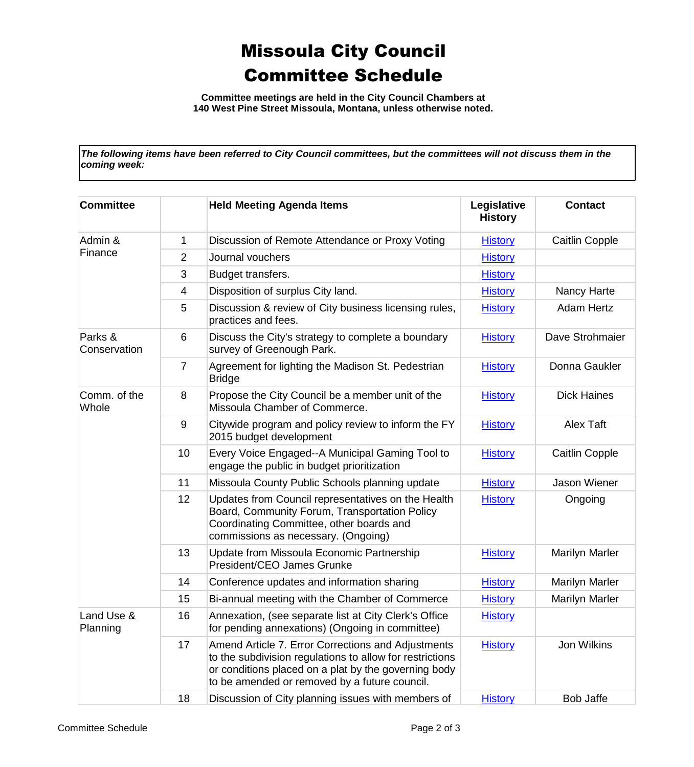# Missoula City Council Committee Schedule

**Committee meetings are held in the City Council Chambers at 140 West Pine Street Missoula, Montana, unless otherwise noted.**

***The following items have been referred to City Council committees, but the committees will not discuss them in the coming week:***

| Committee | | Held Meeting Agenda Items | Legislative History | Contact |
|---|---|---|---|---|
| Admin & Finance | 1 | Discussion of Remote Attendance or Proxy Voting | History | Caitlin Copple |
| | 2 | Journal vouchers | History | |
| | 3 | Budget transfers. | History | |
| | 4 | Disposition of surplus City land. | History | Nancy Harte |
| | 5 | Discussion & review of City business licensing rules, practices and fees. | History | Adam Hertz |
| Parks & Conservation | 6 | Discuss the City's strategy to complete a boundary survey of Greenough Park. | History | Dave Strohmaier |
| | 7 | Agreement for lighting the Madison St. Pedestrian Bridge | History | Donna Gaukler |
| Comm. of the Whole | 8 | Propose the City Council be a member unit of the Missoula Chamber of Commerce. | History | Dick Haines |
| | 9 | Citywide program and policy review to inform the FY 2015 budget development | History | Alex Taft |
| | 10 | Every Voice Engaged--A Municipal Gaming Tool to engage the public in budget prioritization | History | Caitlin Copple |
| | 11 | Missoula County Public Schools planning update | History | Jason Wiener |
| | 12 | Updates from Council representatives on the Health Board, Community Forum, Transportation Policy Coordinating Committee, other boards and commissions as necessary. (Ongoing) | History | Ongoing |
| | 13 | Update from Missoula Economic Partnership President/CEO James Grunke | History | Marilyn Marler |
| | 14 | Conference updates and information sharing | History | Marilyn Marler |
| | 15 | Bi-annual meeting with the Chamber of Commerce | History | Marilyn Marler |
| Land Use & Planning | 16 | Annexation, (see separate list at City Clerk's Office for pending annexations) (Ongoing in committee) | History | |
| | 17 | Amend Article 7. Error Corrections and Adjustments to the subdivision regulations to allow for restrictions or conditions placed on a plat by the governing body to be amended or removed by a future council. | History | Jon Wilkins |
| | 18 | Discussion of City planning issues with members of | History | Bob Jaffe |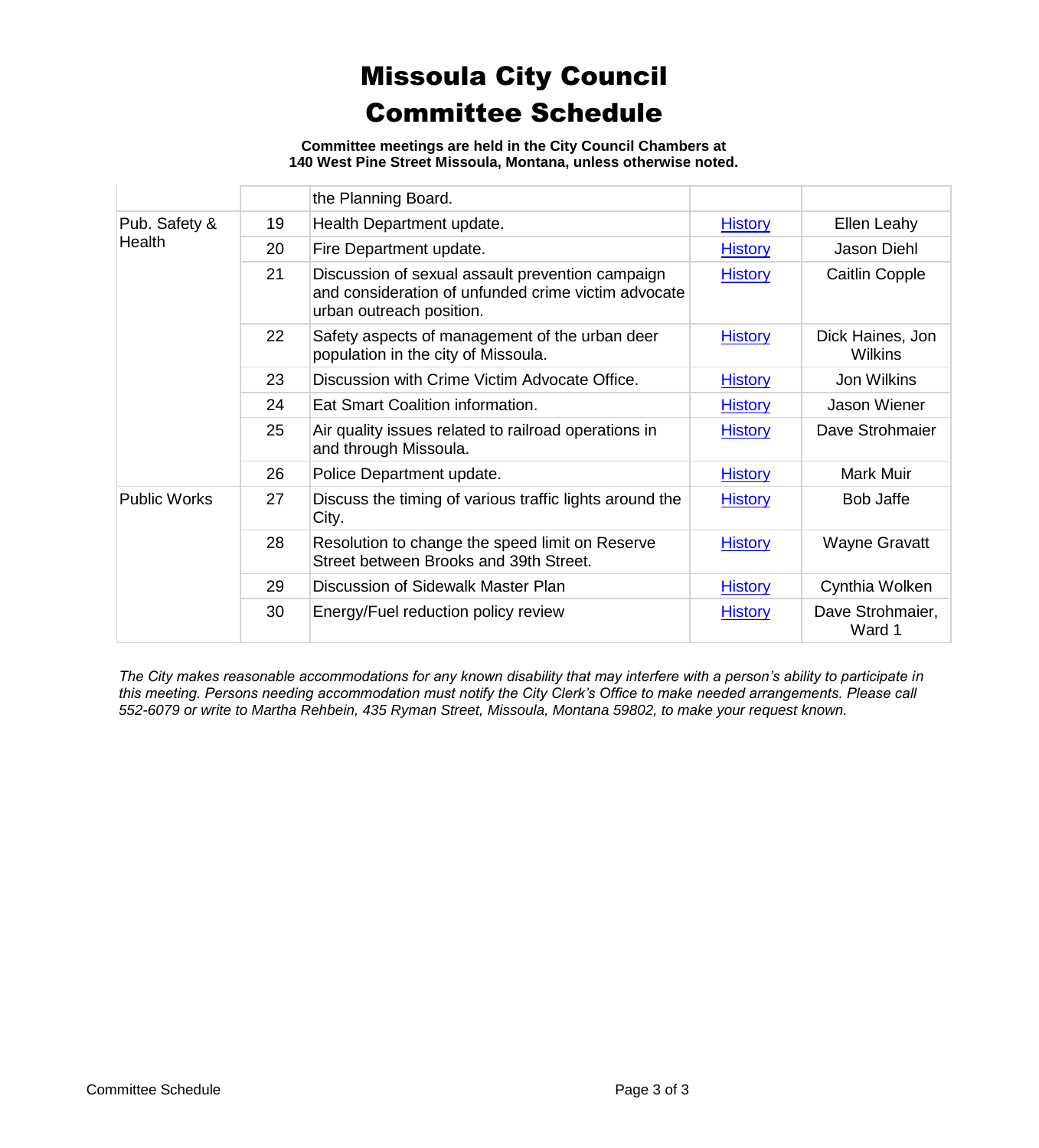# Missoula City Council Committee Schedule

**Committee meetings are held in the City Council Chambers at 140 West Pine Street Missoula, Montana, unless otherwise noted.**

| | | | | |
|---|---|---|---|---|
| | | the Planning Board. | | |
| Pub. Safety & Health | 19 | Health Department update. | History | Ellen Leahy |
| | 20 | Fire Department update. | History | Jason Diehl |
| | 21 | Discussion of sexual assault prevention campaign and consideration of unfunded crime victim advocate urban outreach position. | History | Caitlin Copple |
| | 22 | Safety aspects of management of the urban deer population in the city of Missoula. | History | Dick Haines, Jon Wilkins |
| | 23 | Discussion with Crime Victim Advocate Office. | History | Jon Wilkins |
| | 24 | Eat Smart Coalition information. | History | Jason Wiener |
| | 25 | Air quality issues related to railroad operations in and through Missoula. | History | Dave Strohmaier |
| | 26 | Police Department update. | History | Mark Muir |
| Public Works | 27 | Discuss the timing of various traffic lights around the City. | History | Bob Jaffe |
| | 28 | Resolution to change the speed limit on Reserve Street between Brooks and 39th Street. | History | Wayne Gravatt |
| | 29 | Discussion of Sidewalk Master Plan | History | Cynthia Wolken |
| | 30 | Energy/Fuel reduction policy review | History | Dave Strohmaier, Ward 1 |

*The City makes reasonable accommodations for any known disability that may interfere with a person's ability to participate in this meeting. Persons needing accommodation must notify the City Clerk's Office to make needed arrangements. Please call 552-6079 or write to Martha Rehbein, 435 Ryman Street, Missoula, Montana 59802, to make your request known.*